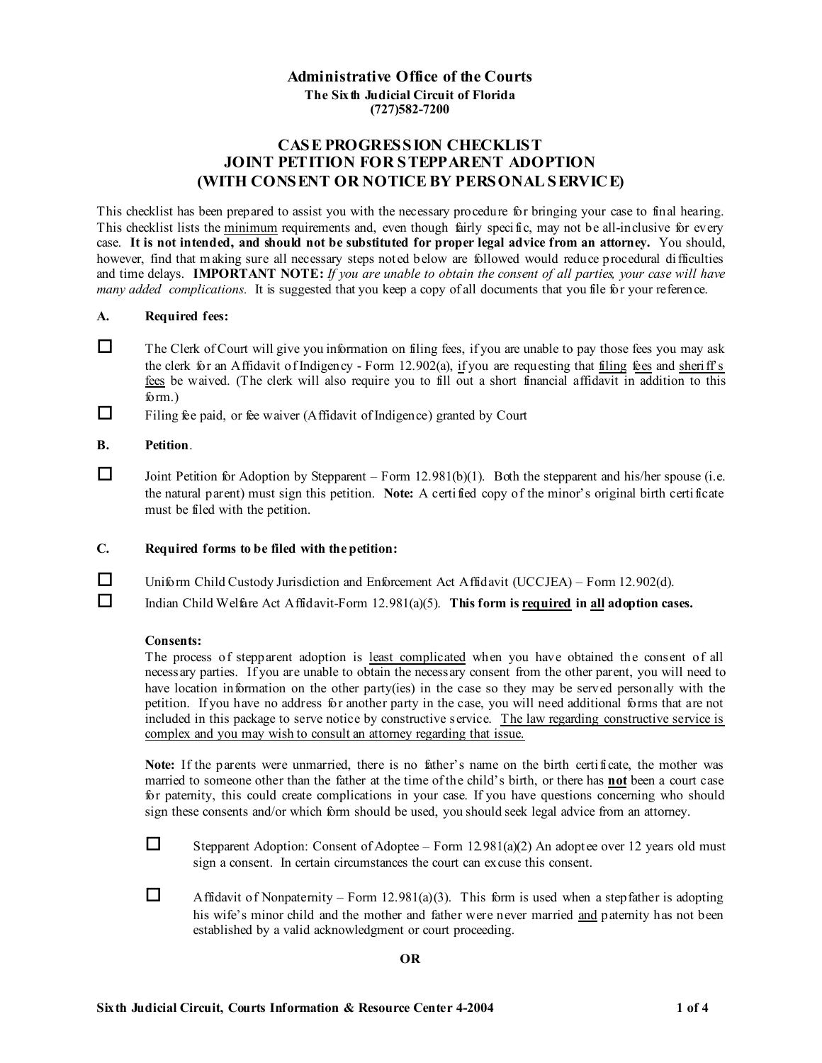**Administrative Office of the Courts**
**The Sixth Judicial Circuit of Florida**
**(727)582-7200**

# CASE PROGRESSION CHECKLIST
# JOINT PETITION FOR STEPPARENT ADOPTION
# (WITH CONSENT OR NOTICE BY PERSONAL SERVICE)

This checklist has been prepared to assist you with the necessary procedure for bringing your case to final hearing. This checklist lists the minimum requirements and, even though fairly specific, may not be all-inclusive for every case. **It is not intended, and should not be substituted for proper legal advice from an attorney.** You should, however, find that making sure all necessary steps noted below are followed would reduce procedural difficulties and time delays. **IMPORTANT NOTE:** *If you are unable to obtain the consent of all parties, your case will have many added complications.* It is suggested that you keep a copy of all documents that you file for your reference.

## A. Required fees:

- ☐ The Clerk of Court will give you information on filing fees, if you are unable to pay those fees you may ask the clerk for an Affidavit of Indigency - Form 12.902(a), if you are requesting that filing fees and sheriff's fees be waived. (The clerk will also require you to fill out a short financial affidavit in addition to this form.)
- ☐ Filing fee paid, or fee waiver (Affidavit of Indigence) granted by Court

## B. Petition.

- ☐ Joint Petition for Adoption by Stepparent – Form 12.981(b)(1). Both the stepparent and his/her spouse (i.e. the natural parent) must sign this petition. **Note:** A certified copy of the minor's original birth certificate must be filed with the petition.

## C. Required forms to be filed with the petition:

- ☐ Uniform Child Custody Jurisdiction and Enforcement Act Affidavit (UCCJEA) – Form 12.902(d).
- ☐ Indian Child Welfare Act Affidavit-Form 12.981(a)(5). **This form is required in all adoption cases.**

**Consents:**
The process of stepparent adoption is least complicated when you have obtained the consent of all necessary parties. If you are unable to obtain the necessary consent from the other parent, you will need to have location information on the other party(ies) in the case so they may be served personally with the petition. If you have no address for another party in the case, you will need additional forms that are not included in this package to serve notice by constructive service. The law regarding constructive service is complex and you may wish to consult an attorney regarding that issue.

**Note:** If the parents were unmarried, there is no father's name on the birth certificate, the mother was married to someone other than the father at the time of the child's birth, or there has **not** been a court case for paternity, this could create complications in your case. If you have questions concerning who should sign these consents and/or which form should be used, you should seek legal advice from an attorney.

- ☐ Stepparent Adoption: Consent of Adoptee – Form 12.981(a)(2) An adoptee over 12 years old must sign a consent. In certain circumstances the court can excuse this consent.

- ☐ Affidavit of Nonpaternity – Form 12.981(a)(3). This form is used when a stepfather is adopting his wife's minor child and the mother and father were never married and paternity has not been established by a valid acknowledgment or court proceeding.

**OR**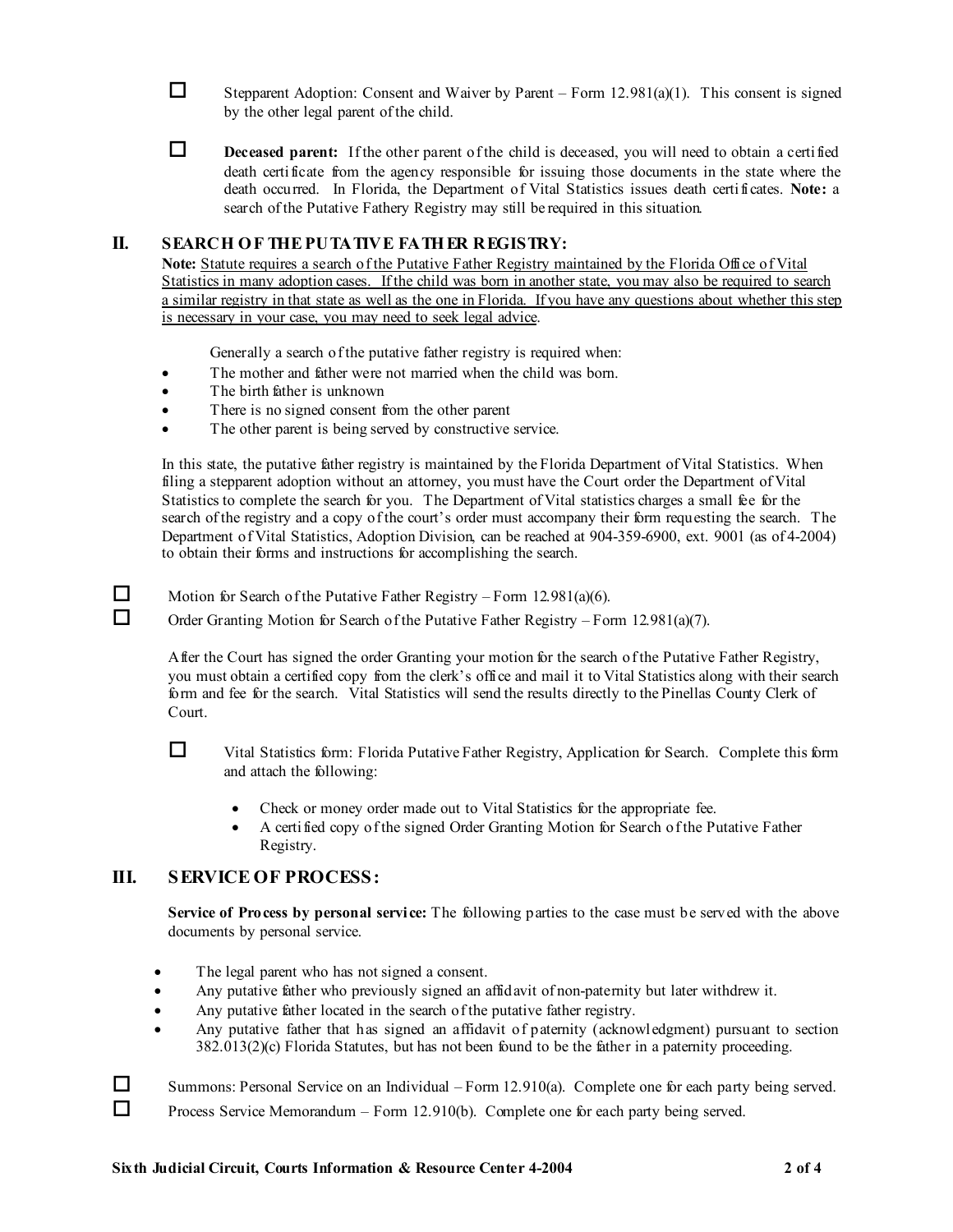- ☐ Stepparent Adoption: Consent and Waiver by Parent – Form 12.981(a)(1). This consent is signed by the other legal parent of the child.

- ☐ **Deceased parent:** If the other parent of the child is deceased, you will need to obtain a certified death certificate from the agency responsible for issuing those documents in the state where the death occurred. In Florida, the Department of Vital Statistics issues death certificates. **Note:** a search of the Putative Fathery Registry may still be required in this situation.

## II. SEARCH OF THE PUTATIVE FATHER REGISTRY:

**Note:** <u>Statute requires a search of the Putative Father Registry maintained by the Florida Office of Vital Statistics in many adoption cases. If the child was born in another state, you may also be required to search a similar registry in that state as well as the one in Florida. If you have any questions about whether this step is necessary in your case, you may need to seek legal advice</u>.

Generally a search of the putative father registry is required when:

- The mother and father were not married when the child was born.
- The birth father is unknown
- There is no signed consent from the other parent
- The other parent is being served by constructive service.

In this state, the putative father registry is maintained by the Florida Department of Vital Statistics. When filing a stepparent adoption without an attorney, you must have the Court order the Department of Vital Statistics to complete the search for you. The Department of Vital statistics charges a small fee for the search of the registry and a copy of the court's order must accompany their form requesting the search. The Department of Vital Statistics, Adoption Division, can be reached at 904-359-6900, ext. 9001 (as of 4-2004) to obtain their forms and instructions for accomplishing the search.

- ☐ Motion for Search of the Putative Father Registry – Form 12.981(a)(6).
- ☐ Order Granting Motion for Search of the Putative Father Registry – Form 12.981(a)(7).

After the Court has signed the order Granting your motion for the search of the Putative Father Registry, you must obtain a certified copy from the clerk's office and mail it to Vital Statistics along with their search form and fee for the search. Vital Statistics will send the results directly to the Pinellas County Clerk of Court.

- ☐ Vital Statistics form: Florida Putative Father Registry, Application for Search. Complete this form and attach the following:
  - Check or money order made out to Vital Statistics for the appropriate fee.
  - A certified copy of the signed Order Granting Motion for Search of the Putative Father Registry.

## III. SERVICE OF PROCESS:

**Service of Process by personal service:** The following parties to the case must be served with the above documents by personal service.

- The legal parent who has not signed a consent.
- Any putative father who previously signed an affidavit of non-paternity but later withdrew it.
- Any putative father located in the search of the putative father registry.
- Any putative father that has signed an affidavit of paternity (acknowledgment) pursuant to section 382.013(2)(c) Florida Statutes, but has not been found to be the father in a paternity proceeding.

- ☐ Summons: Personal Service on an Individual – Form 12.910(a). Complete one for each party being served.
- ☐ Process Service Memorandum – Form 12.910(b). Complete one for each party being served.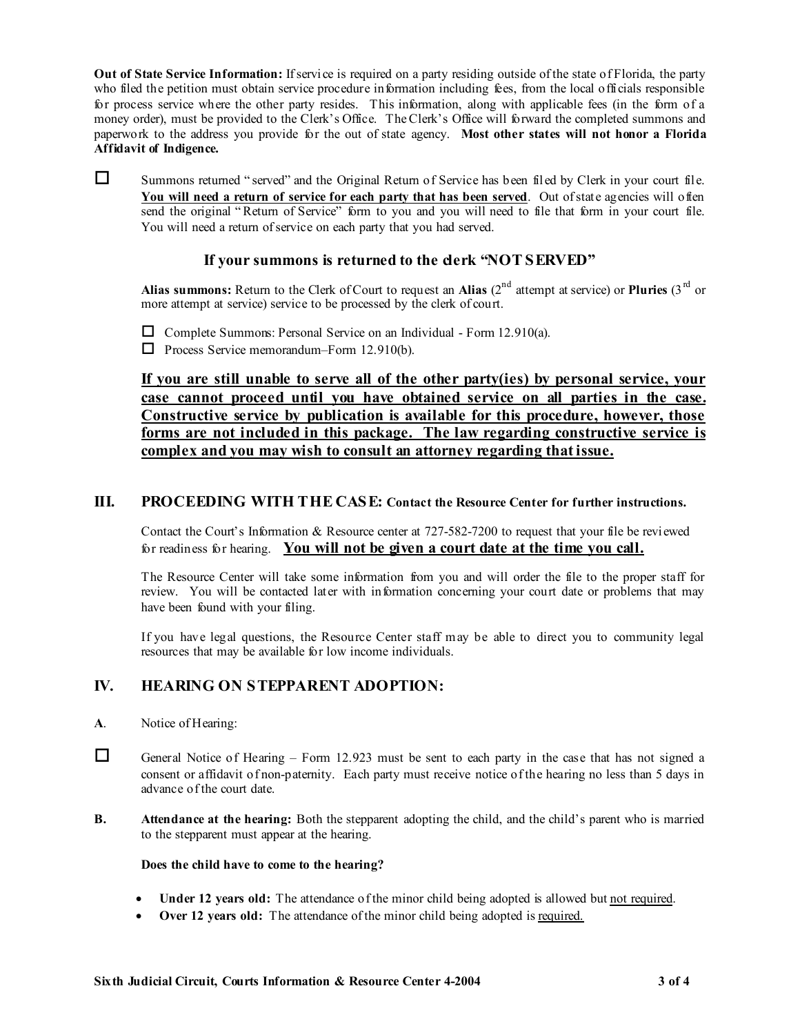**Out of State Service Information:** If service is required on a party residing outside of the state of Florida, the party who filed the petition must obtain service procedure information including fees, from the local officials responsible for process service where the other party resides. This information, along with applicable fees (in the form of a money order), must be provided to the Clerk's Office. The Clerk's Office will forward the completed summons and paperwork to the address you provide for the out of state agency. **Most other states will not honor a Florida Affidavit of Indigence.**

☐ Summons returned "served" and the Original Return of Service has been filed by Clerk in your court file. **You will need a return of service for each party that has been served**. Out of state agencies will often send the original "Return of Service" form to you and you will need to file that form in your court file. You will need a return of service on each party that you had served.

### If your summons is returned to the clerk "NOT SERVED"

**Alias summons:** Return to the Clerk of Court to request an **Alias** (2nd attempt at service) or **Pluries** (3rd or more attempt at service) service to be processed by the clerk of court.

☐ Complete Summons: Personal Service on an Individual - Form 12.910(a).

☐ Process Service memorandum–Form 12.910(b).

**If you are still unable to serve all of the other party(ies) by personal service, your case cannot proceed until you have obtained service on all parties in the case. Constructive service by publication is available for this procedure, however, those forms are not included in this package. The law regarding constructive service is complex and you may wish to consult an attorney regarding that issue.**

## III. PROCEEDING WITH THE CASE: Contact the Resource Center for further instructions.

Contact the Court's Information & Resource center at 727-582-7200 to request that your file be reviewed for readiness for hearing. **You will not be given a court date at the time you call.**

The Resource Center will take some information from you and will order the file to the proper staff for review. You will be contacted later with information concerning your court date or problems that may have been found with your filing.

If you have legal questions, the Resource Center staff may be able to direct you to community legal resources that may be available for low income individuals.

## IV. HEARING ON STEPPARENT ADOPTION:

**A**. Notice of Hearing:

☐ General Notice of Hearing – Form 12.923 must be sent to each party in the case that has not signed a consent or affidavit of non-paternity. Each party must receive notice of the hearing no less than 5 days in advance of the court date.

**B.** **Attendance at the hearing:** Both the stepparent adopting the child, and the child's parent who is married to the stepparent must appear at the hearing.

**Does the child have to come to the hearing?**

- **Under 12 years old:** The attendance of the minor child being adopted is allowed but not required.
- **Over 12 years old:** The attendance of the minor child being adopted is required.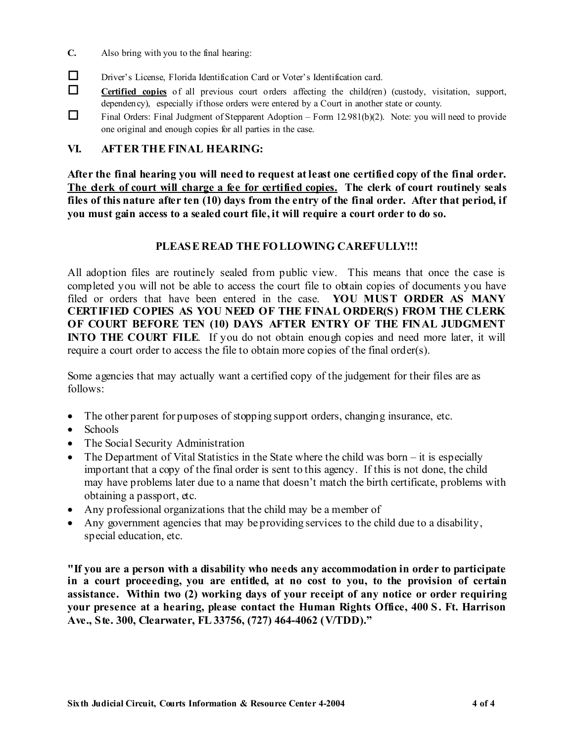**C.** Also bring with you to the final hearing:

- ☐ Driver's License, Florida Identification Card or Voter's Identification card.
- ☐ **<u>Certified copies</u>** of all previous court orders affecting the child(ren) (custody, visitation, support, dependency), especially if those orders were entered by a Court in another state or county.
- ☐ Final Orders: Final Judgment of Stepparent Adoption – Form 12.981(b)(2). Note: you will need to provide one original and enough copies for all parties in the case.

## VI. AFTER THE FINAL HEARING:

**After the final hearing you will need to request at least one certified copy of the final order. <u>The clerk of court will charge a fee for certified copies.</u> The clerk of court routinely seals files of this nature after ten (10) days from the entry of the final order. After that period, if you must gain access to a sealed court file, it will require a court order to do so.**

### PLEASE READ THE FOLLOWING CAREFULLY!!!

All adoption files are routinely sealed from public view. This means that once the case is completed you will not be able to access the court file to obtain copies of documents you have filed or orders that have been entered in the case. **YOU MUST ORDER AS MANY CERTIFIED COPIES AS YOU NEED OF THE FINAL ORDER(S) FROM THE CLERK OF COURT BEFORE TEN (10) DAYS AFTER ENTRY OF THE FINAL JUDGMENT INTO THE COURT FILE**. If you do not obtain enough copies and need more later, it will require a court order to access the file to obtain more copies of the final order(s).

Some agencies that may actually want a certified copy of the judgement for their files are as follows:

- The other parent for purposes of stopping support orders, changing insurance, etc.
- Schools
- The Social Security Administration
- The Department of Vital Statistics in the State where the child was born – it is especially important that a copy of the final order is sent to this agency. If this is not done, the child may have problems later due to a name that doesn't match the birth certificate, problems with obtaining a passport, etc.
- Any professional organizations that the child may be a member of
- Any government agencies that may be providing services to the child due to a disability, special education, etc.

**"If you are a person with a disability who needs any accommodation in order to participate in a court proceeding, you are entitled, at no cost to you, to the provision of certain assistance. Within two (2) working days of your receipt of any notice or order requiring your presence at a hearing, please contact the Human Rights Office, 400 S. Ft. Harrison Ave., Ste. 300, Clearwater, FL 33756, (727) 464-4062 (V/TDD)."**

**Sixth Judicial Circuit, Courts Information & Resource Center 4-2004**